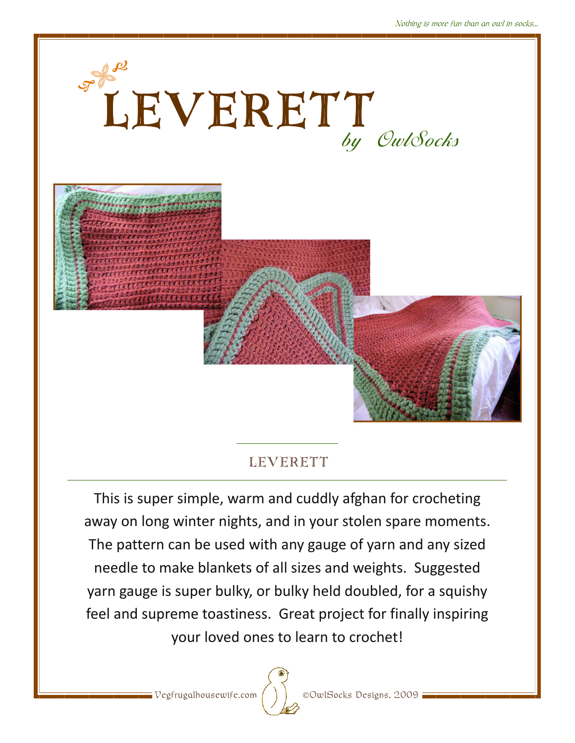# LEVERETT

*by OwlSocks*

## LEVERETT

This is super simple, warm and cuddly afghan for crocheting away on long winter nights, and in your stolen spare moments. The pattern can be used with any gauge of yarn and any sized needle to make blankets of all sizes and weights. Suggested yarn gauge is super bulky, or bulky held doubled, for a squishy feel and supreme toastiness. Great project for finally inspiring your loved ones to learn to crochet!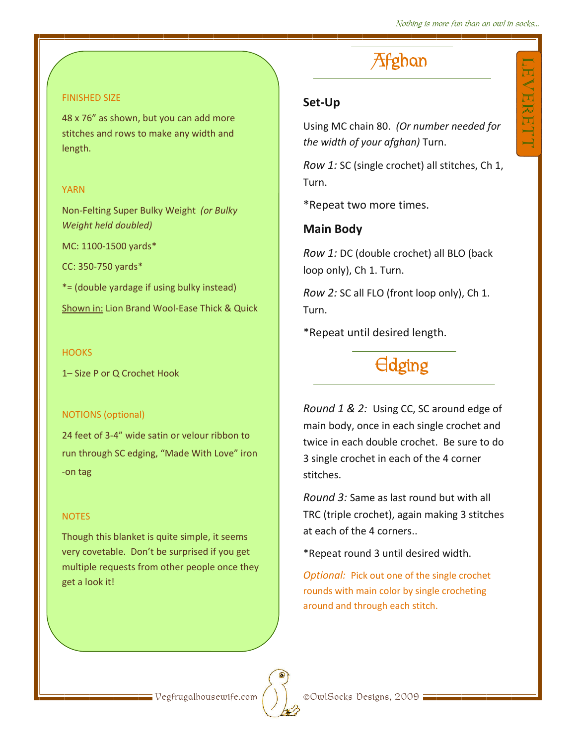## FINISHED SIZE

48 x 76" as shown, but you can add more stitches and rows to make any width and length.

## YARN

Non-Felting Super Bulky Weight *(or Bulky Weight held doubled)*

MC: 1100-1500 yards*

CC: 350-750 yards*

*= (double yardage if using bulky instead)

Shown in: Lion Brand Wool-Ease Thick & Quick

## HOOKS

1– Size P or Q Crochet Hook

## NOTIONS (optional)

24 feet of 3-4" wide satin or velour ribbon to run through SC edging, "Made With Love" iron-on tag

## NOTES

Though this blanket is quite simple, it seems very covetable. Don't be surprised if you get multiple requests from other people once they get a look it!

# Afghan

### Set-Up

Using MC chain 80. *(Or number needed for the width of your afghan)* Turn.

*Row 1:* SC (single crochet) all stitches, Ch 1, Turn.

*Repeat two more times.

### Main Body

*Row 1:* DC (double crochet) all BLO (back loop only), Ch 1. Turn.

*Row 2:* SC all FLO (front loop only), Ch 1. Turn.

*Repeat until desired length.

# Edging

*Round 1 & 2:* Using CC, SC around edge of main body, once in each single crochet and twice in each double crochet. Be sure to do 3 single crochet in each of the 4 corner stitches.

*Round 3:* Same as last round but with all TRC (triple crochet), again making 3 stitches at each of the 4 corners..

*Repeat round 3 until desired width.

*Optional:* Pick out one of the single crochet rounds with main color by single crocheting around and through each stitch.

Vegfrugalhousewife.com ©OwlSocks Designs, 2009